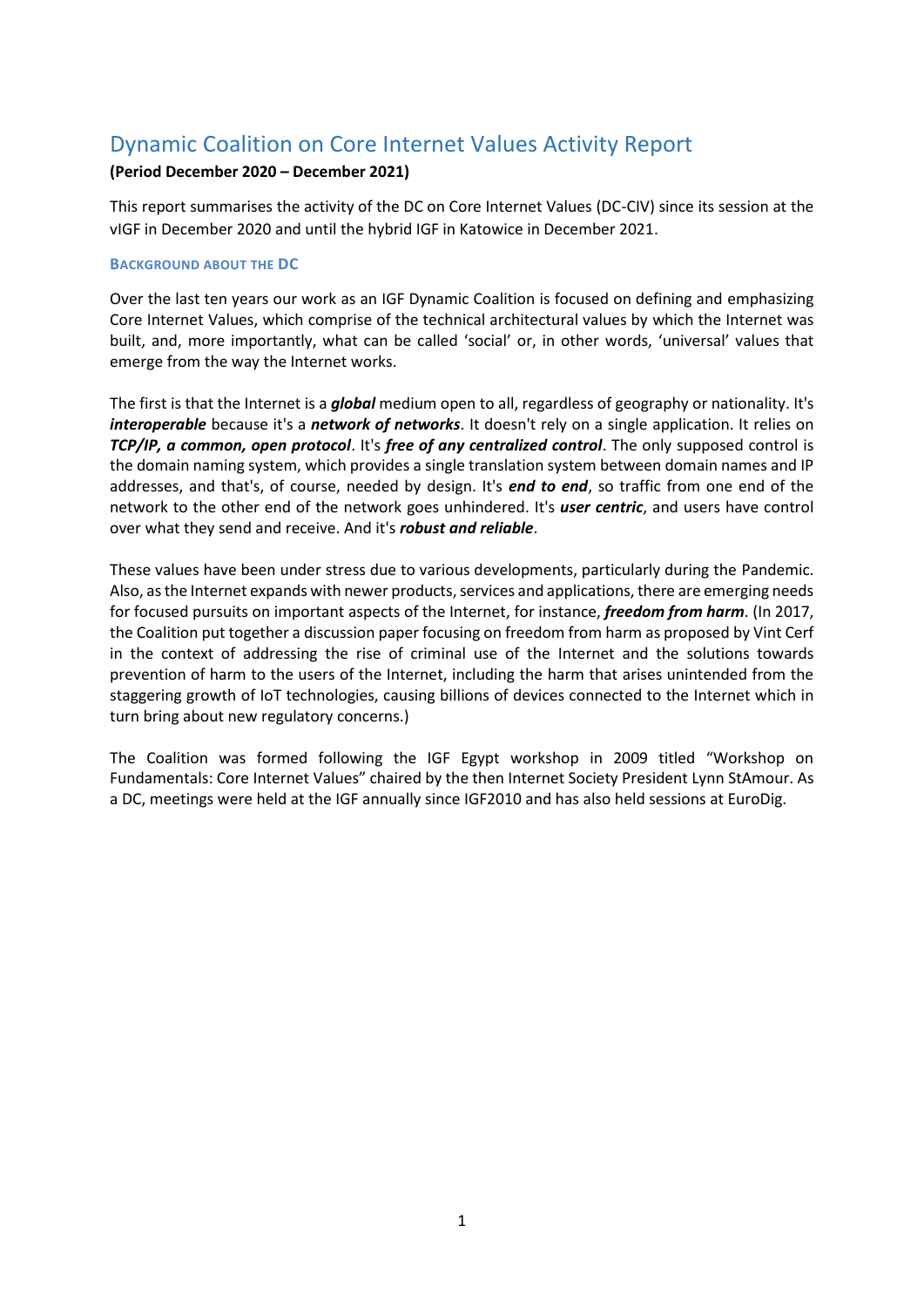# Dynamic Coalition on Core Internet Values Activity Report

**(Period December 2020 – December 2021)**

This report summarises the activity of the DC on Core Internet Values (DC-CIV) since its session at the vIGF in December 2020 and until the hybrid IGF in Katowice in December 2021.

## BACKGROUND ABOUT THE DC

Over the last ten years our work as an IGF Dynamic Coalition is focused on defining and emphasizing Core Internet Values, which comprise of the technical architectural values by which the Internet was built, and, more importantly, what can be called 'social' or, in other words, 'universal' values that emerge from the way the Internet works.

The first is that the Internet is a ***global*** medium open to all, regardless of geography or nationality. It's ***interoperable*** because it's a ***network of networks***. It doesn't rely on a single application. It relies on ***TCP/IP, a common, open protocol***. It's ***free of any centralized control***. The only supposed control is the domain naming system, which provides a single translation system between domain names and IP addresses, and that's, of course, needed by design. It's ***end to end***, so traffic from one end of the network to the other end of the network goes unhindered. It's ***user centric***, and users have control over what they send and receive. And it's ***robust and reliable***.

These values have been under stress due to various developments, particularly during the Pandemic. Also, as the Internet expands with newer products, services and applications, there are emerging needs for focused pursuits on important aspects of the Internet, for instance, ***freedom from harm***. (In 2017, the Coalition put together a discussion paper focusing on freedom from harm as proposed by Vint Cerf in the context of addressing the rise of criminal use of the Internet and the solutions towards prevention of harm to the users of the Internet, including the harm that arises unintended from the staggering growth of IoT technologies, causing billions of devices connected to the Internet which in turn bring about new regulatory concerns.)

The Coalition was formed following the IGF Egypt workshop in 2009 titled "Workshop on Fundamentals: Core Internet Values" chaired by the then Internet Society President Lynn StAmour. As a DC, meetings were held at the IGF annually since IGF2010 and has also held sessions at EuroDig.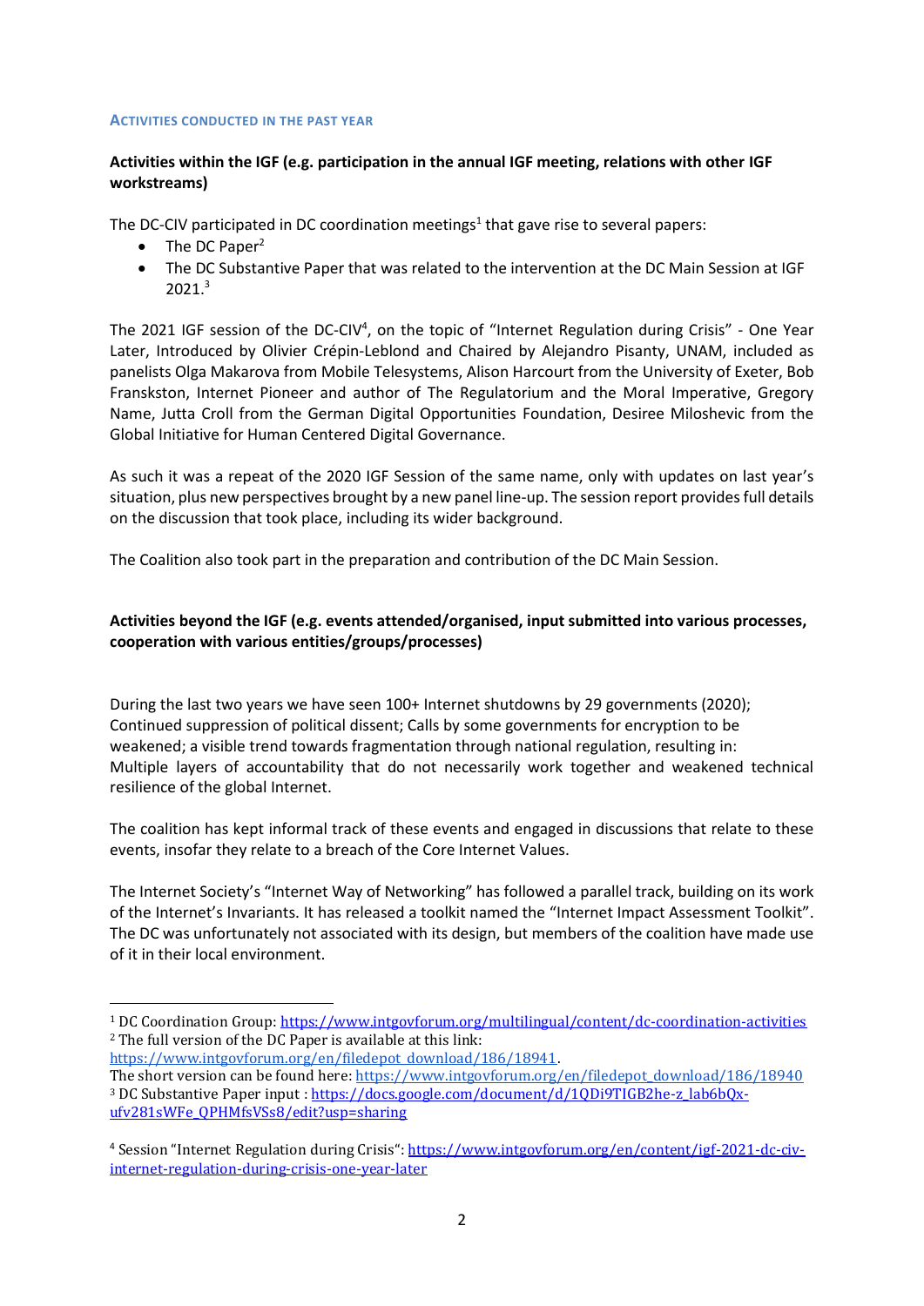### ACTIVITIES CONDUCTED IN THE PAST YEAR

**Activities within the IGF (e.g. participation in the annual IGF meeting, relations with other IGF workstreams)**

The DC-CIV participated in DC coordination meetings[1] that gave rise to several papers:

- The DC Paper[2]
- The DC Substantive Paper that was related to the intervention at the DC Main Session at IGF 2021.[3]

The 2021 IGF session of the DC-CIV[4], on the topic of "Internet Regulation during Crisis" - One Year Later, Introduced by Olivier Crépin-Leblond and Chaired by Alejandro Pisanty, UNAM, included as panelists Olga Makarova from Mobile Telesystems, Alison Harcourt from the University of Exeter, Bob Franskston, Internet Pioneer and author of The Regulatorium and the Moral Imperative, Gregory Name, Jutta Croll from the German Digital Opportunities Foundation, Desiree Miloshevic from the Global Initiative for Human Centered Digital Governance.

As such it was a repeat of the 2020 IGF Session of the same name, only with updates on last year's situation, plus new perspectives brought by a new panel line-up. The session report provides full details on the discussion that took place, including its wider background.

The Coalition also took part in the preparation and contribution of the DC Main Session.

**Activities beyond the IGF (e.g. events attended/organised, input submitted into various processes, cooperation with various entities/groups/processes)**

During the last two years we have seen 100+ Internet shutdowns by 29 governments (2020); Continued suppression of political dissent; Calls by some governments for encryption to be weakened; a visible trend towards fragmentation through national regulation, resulting in: Multiple layers of accountability that do not necessarily work together and weakened technical resilience of the global Internet.

The coalition has kept informal track of these events and engaged in discussions that relate to these events, insofar they relate to a breach of the Core Internet Values.

The Internet Society's "Internet Way of Networking" has followed a parallel track, building on its work of the Internet's Invariants. It has released a toolkit named the "Internet Impact Assessment Toolkit". The DC was unfortunately not associated with its design, but members of the coalition have made use of it in their local environment.

---

[1] DC Coordination Group: https://www.intgovforum.org/multilingual/content/dc-coordination-activities

[2] The full version of the DC Paper is available at this link: https://www.intgovforum.org/en/filedepot_download/186/18941.
The short version can be found here: https://www.intgovforum.org/en/filedepot_download/186/18940

[3] DC Substantive Paper input : https://docs.google.com/document/d/1QDi9TIGB2he-z_lab6bQx-ufv281sWFe_QPHMfsVSs8/edit?usp=sharing

[4] Session "Internet Regulation during Crisis": https://www.intgovforum.org/en/content/igf-2021-dc-civ-internet-regulation-during-crisis-one-year-later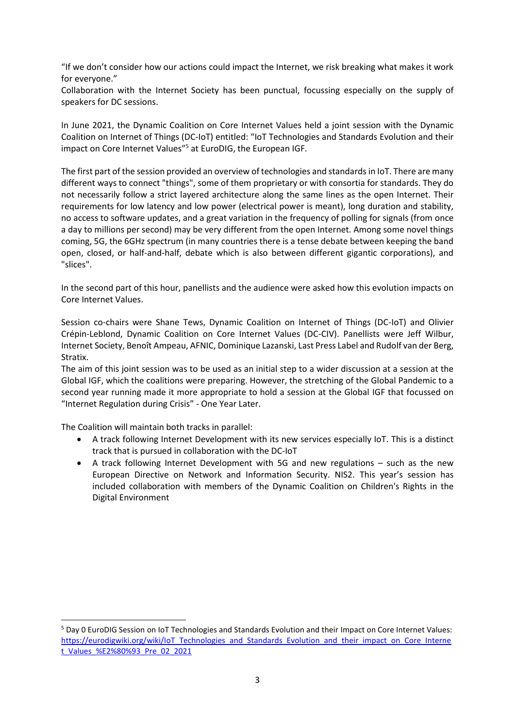"If we don't consider how our actions could impact the Internet, we risk breaking what makes it work for everyone."
Collaboration with the Internet Society has been punctual, focussing especially on the supply of speakers for DC sessions.

In June 2021, the Dynamic Coalition on Core Internet Values held a joint session with the Dynamic Coalition on Internet of Things (DC-IoT) entitled: "IoT Technologies and Standards Evolution and their impact on Core Internet Values"[5] at EuroDIG, the European IGF.

The first part of the session provided an overview of technologies and standards in IoT. There are many different ways to connect "things", some of them proprietary or with consortia for standards. They do not necessarily follow a strict layered architecture along the same lines as the open Internet. Their requirements for low latency and low power (electrical power is meant), long duration and stability, no access to software updates, and a great variation in the frequency of polling for signals (from once a day to millions per second) may be very different from the open Internet. Among some novel things coming, 5G, the 6GHz spectrum (in many countries there is a tense debate between keeping the band open, closed, or half-and-half, debate which is also between different gigantic corporations), and "slices".

In the second part of this hour, panellists and the audience were asked how this evolution impacts on Core Internet Values.

Session co-chairs were Shane Tews, Dynamic Coalition on Internet of Things (DC-IoT) and Olivier Crépin-Leblond, Dynamic Coalition on Core Internet Values (DC-CIV). Panellists were Jeff Wilbur, Internet Society, Benoît Ampeau, AFNIC, Dominique Lazanski, Last Press Label and Rudolf van der Berg, Stratix.
The aim of this joint session was to be used as an initial step to a wider discussion at a session at the Global IGF, which the coalitions were preparing. However, the stretching of the Global Pandemic to a second year running made it more appropriate to hold a session at the Global IGF that focussed on "Internet Regulation during Crisis" - One Year Later.

The Coalition will maintain both tracks in parallel:

- A track following Internet Development with its new services especially IoT. This is a distinct track that is pursued in collaboration with the DC-IoT
- A track following Internet Development with 5G and new regulations – such as the new European Directive on Network and Information Security. NIS2. This year's session has included collaboration with members of the Dynamic Coalition on Children's Rights in the Digital Environment

[5] Day 0 EuroDIG Session on IoT Technologies and Standards Evolution and their Impact on Core Internet Values: https://eurodigwiki.org/wiki/IoT_Technologies_and_Standards_Evolution_and_their_impact_on_Core_Internet_Values_%E2%80%93_Pre_02_2021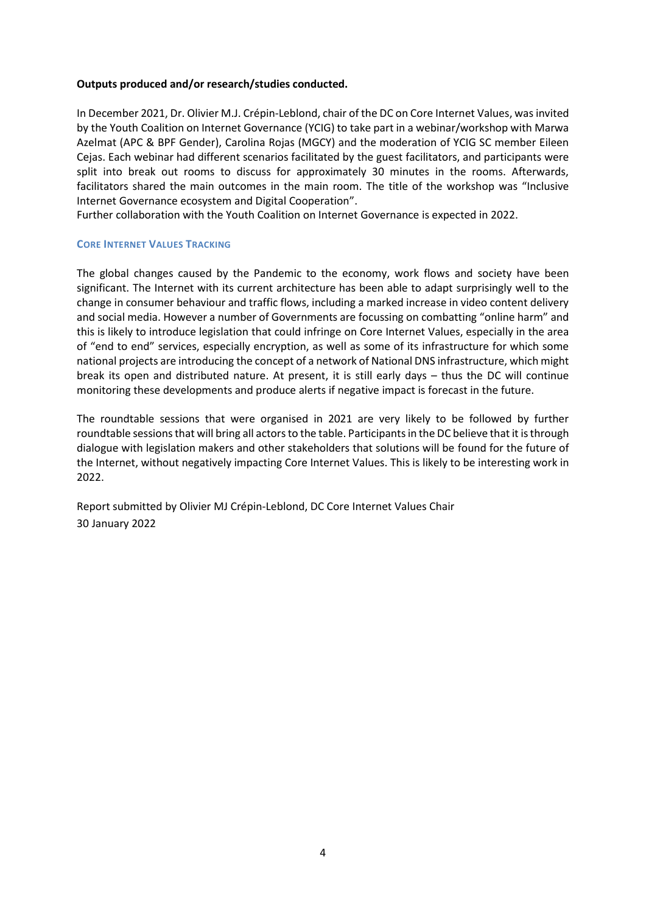**Outputs produced and/or research/studies conducted.**

In December 2021, Dr. Olivier M.J. Crépin-Leblond, chair of the DC on Core Internet Values, was invited by the Youth Coalition on Internet Governance (YCIG) to take part in a webinar/workshop with Marwa Azelmat (APC & BPF Gender), Carolina Rojas (MGCY) and the moderation of YCIG SC member Eileen Cejas. Each webinar had different scenarios facilitated by the guest facilitators, and participants were split into break out rooms to discuss for approximately 30 minutes in the rooms. Afterwards, facilitators shared the main outcomes in the main room. The title of the workshop was "Inclusive Internet Governance ecosystem and Digital Cooperation".
Further collaboration with the Youth Coalition on Internet Governance is expected in 2022.

### CORE INTERNET VALUES TRACKING

The global changes caused by the Pandemic to the economy, work flows and society have been significant. The Internet with its current architecture has been able to adapt surprisingly well to the change in consumer behaviour and traffic flows, including a marked increase in video content delivery and social media. However a number of Governments are focussing on combatting "online harm" and this is likely to introduce legislation that could infringe on Core Internet Values, especially in the area of "end to end" services, especially encryption, as well as some of its infrastructure for which some national projects are introducing the concept of a network of National DNS infrastructure, which might break its open and distributed nature. At present, it is still early days – thus the DC will continue monitoring these developments and produce alerts if negative impact is forecast in the future.

The roundtable sessions that were organised in 2021 are very likely to be followed by further roundtable sessions that will bring all actors to the table. Participants in the DC believe that it is through dialogue with legislation makers and other stakeholders that solutions will be found for the future of the Internet, without negatively impacting Core Internet Values. This is likely to be interesting work in 2022.

Report submitted by Olivier MJ Crépin-Leblond, DC Core Internet Values Chair
30 January 2022